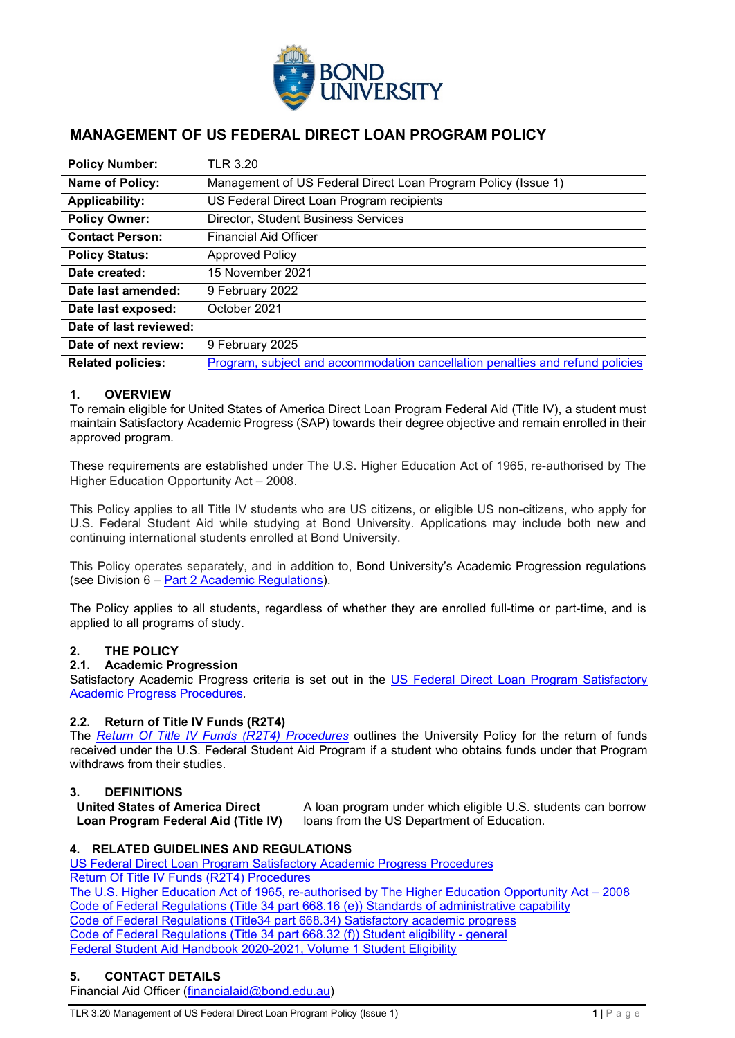# MANAGEMENT OF US FEDERAL DIRECT LOAN PROGRAM POLICY

| | |
|---|---|
| **Policy Number:** | TLR 3.20 |
| **Name of Policy:** | Management of US Federal Direct Loan Program Policy (Issue 1) |
| **Applicability:** | US Federal Direct Loan Program recipients |
| **Policy Owner:** | Director, Student Business Services |
| **Contact Person:** | Financial Aid Officer |
| **Policy Status:** | Approved Policy |
| **Date created:** | 15 November 2021 |
| **Date last amended:** | 9 February 2022 |
| **Date last exposed:** | October 2021 |
| **Date of last reviewed:** | |
| **Date of next review:** | 9 February 2025 |
| **Related policies:** | Program, subject and accommodation cancellation penalties and refund policies |

## 1. OVERVIEW

To remain eligible for United States of America Direct Loan Program Federal Aid (Title IV), a student must maintain Satisfactory Academic Progress (SAP) towards their degree objective and remain enrolled in their approved program.

These requirements are established under The U.S. Higher Education Act of 1965, re-authorised by The Higher Education Opportunity Act – 2008.

This Policy applies to all Title IV students who are US citizens, or eligible US non-citizens, who apply for U.S. Federal Student Aid while studying at Bond University. Applications may include both new and continuing international students enrolled at Bond University.

This Policy operates separately, and in addition to, Bond University's Academic Progression regulations (see Division 6 – Part 2 Academic Regulations).

The Policy applies to all students, regardless of whether they are enrolled full-time or part-time, and is applied to all programs of study.

## 2. THE POLICY

### 2.1. Academic Progression

Satisfactory Academic Progress criteria is set out in the US Federal Direct Loan Program Satisfactory Academic Progress Procedures.

### 2.2. Return of Title IV Funds (R2T4)

The *Return Of Title IV Funds (R2T4) Procedures* outlines the University Policy for the return of funds received under the U.S. Federal Student Aid Program if a student who obtains funds under that Program withdraws from their studies.

## 3. DEFINITIONS

| | |
|---|---|
| **United States of America Direct Loan Program Federal Aid (Title IV)** | A loan program under which eligible U.S. students can borrow loans from the US Department of Education. |

## 4. RELATED GUIDELINES AND REGULATIONS

US Federal Direct Loan Program Satisfactory Academic Progress Procedures
Return Of Title IV Funds (R2T4) Procedures
The U.S. Higher Education Act of 1965, re-authorised by The Higher Education Opportunity Act – 2008
Code of Federal Regulations (Title 34 part 668.16 (e)) Standards of administrative capability
Code of Federal Regulations (Title34 part 668.34) Satisfactory academic progress
Code of Federal Regulations (Title 34 part 668.32 (f)) Student eligibility - general
Federal Student Aid Handbook 2020-2021, Volume 1 Student Eligibility

## 5. CONTACT DETAILS

Financial Aid Officer (financialaid@bond.edu.au)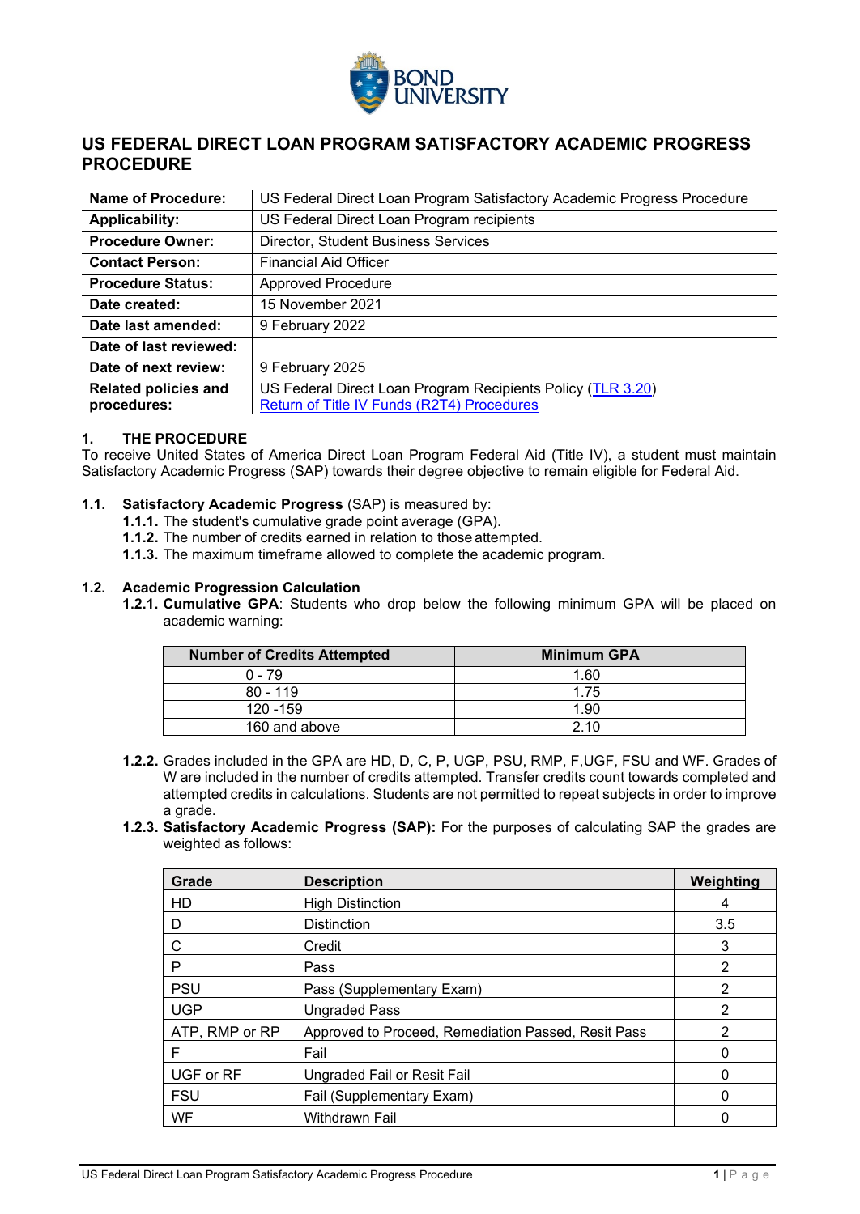# US FEDERAL DIRECT LOAN PROGRAM SATISFACTORY ACADEMIC PROGRESS PROCEDURE

| | |
|---|---|
| **Name of Procedure:** | US Federal Direct Loan Program Satisfactory Academic Progress Procedure |
| **Applicability:** | US Federal Direct Loan Program recipients |
| **Procedure Owner:** | Director, Student Business Services |
| **Contact Person:** | Financial Aid Officer |
| **Procedure Status:** | Approved Procedure |
| **Date created:** | 15 November 2021 |
| **Date last amended:** | 9 February 2022 |
| **Date of last reviewed:** | |
| **Date of next review:** | 9 February 2025 |
| **Related policies and procedures:** | US Federal Direct Loan Program Recipients Policy (TLR 3.20) Return of Title IV Funds (R2T4) Procedures |

## 1. THE PROCEDURE

To receive United States of America Direct Loan Program Federal Aid (Title IV), a student must maintain Satisfactory Academic Progress (SAP) towards their degree objective to remain eligible for Federal Aid.

**1.1. Satisfactory Academic Progress** (SAP) is measured by:

- **1.1.1.** The student's cumulative grade point average (GPA).
- **1.1.2.** The number of credits earned in relation to those attempted.
- **1.1.3.** The maximum timeframe allowed to complete the academic program.

### 1.2. Academic Progression Calculation

**1.2.1. Cumulative GPA**: Students who drop below the following minimum GPA will be placed on academic warning:

| Number of Credits Attempted | Minimum GPA |
|---|---|
| 0 - 79 | 1.60 |
| 80 - 119 | 1.75 |
| 120 -159 | 1.90 |
| 160 and above | 2.10 |

**1.2.2.** Grades included in the GPA are HD, D, C, P, UGP, PSU, RMP, F,UGF, FSU and WF. Grades of W are included in the number of credits attempted. Transfer credits count towards completed and attempted credits in calculations. Students are not permitted to repeat subjects in order to improve a grade.

**1.2.3. Satisfactory Academic Progress (SAP):** For the purposes of calculating SAP the grades are weighted as follows:

| Grade | Description | Weighting |
|---|---|---|
| HD | High Distinction | 4 |
| D | Distinction | 3.5 |
| C | Credit | 3 |
| P | Pass | 2 |
| PSU | Pass (Supplementary Exam) | 2 |
| UGP | Ungraded Pass | 2 |
| ATP, RMP or RP | Approved to Proceed, Remediation Passed, Resit Pass | 2 |
| F | Fail | 0 |
| UGF or RF | Ungraded Fail or Resit Fail | 0 |
| FSU | Fail (Supplementary Exam) | 0 |
| WF | Withdrawn Fail | 0 |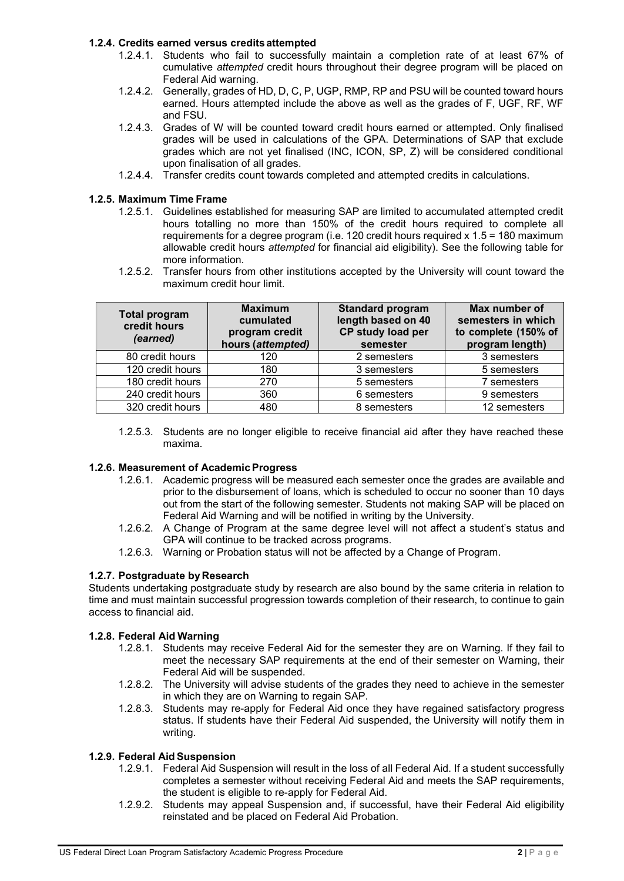### 1.2.4. Credits earned versus credits attempted

1.2.4.1. Students who fail to successfully maintain a completion rate of at least 67% of cumulative *attempted* credit hours throughout their degree program will be placed on Federal Aid warning.

1.2.4.2. Generally, grades of HD, D, C, P, UGP, RMP, RP and PSU will be counted toward hours earned. Hours attempted include the above as well as the grades of F, UGF, RF, WF and FSU.

1.2.4.3. Grades of W will be counted toward credit hours earned or attempted. Only finalised grades will be used in calculations of the GPA. Determinations of SAP that exclude grades which are not yet finalised (INC, ICON, SP, Z) will be considered conditional upon finalisation of all grades.

1.2.4.4. Transfer credits count towards completed and attempted credits in calculations.

### 1.2.5. Maximum Time Frame

1.2.5.1. Guidelines established for measuring SAP are limited to accumulated attempted credit hours totalling no more than 150% of the credit hours required to complete all requirements for a degree program (i.e. 120 credit hours required x 1.5 = 180 maximum allowable credit hours *attempted* for financial aid eligibility). See the following table for more information.

1.2.5.2. Transfer hours from other institutions accepted by the University will count toward the maximum credit hour limit.

| Total program credit hours *(earned)* | Maximum cumulated program credit hours (*attempted*) | Standard program length based on 40 CP study load per semester | Max number of semesters in which to complete (150% of program length) |
|---|---|---|---|
| 80 credit hours | 120 | 2 semesters | 3 semesters |
| 120 credit hours | 180 | 3 semesters | 5 semesters |
| 180 credit hours | 270 | 5 semesters | 7 semesters |
| 240 credit hours | 360 | 6 semesters | 9 semesters |
| 320 credit hours | 480 | 8 semesters | 12 semesters |

1.2.5.3. Students are no longer eligible to receive financial aid after they have reached these maxima.

### 1.2.6. Measurement of Academic Progress

1.2.6.1. Academic progress will be measured each semester once the grades are available and prior to the disbursement of loans, which is scheduled to occur no sooner than 10 days out from the start of the following semester. Students not making SAP will be placed on Federal Aid Warning and will be notified in writing by the University.

1.2.6.2. A Change of Program at the same degree level will not affect a student's status and GPA will continue to be tracked across programs.

1.2.6.3. Warning or Probation status will not be affected by a Change of Program.

### 1.2.7. Postgraduate by Research

Students undertaking postgraduate study by research are also bound by the same criteria in relation to time and must maintain successful progression towards completion of their research, to continue to gain access to financial aid.

### 1.2.8. Federal Aid Warning

1.2.8.1. Students may receive Federal Aid for the semester they are on Warning. If they fail to meet the necessary SAP requirements at the end of their semester on Warning, their Federal Aid will be suspended.

1.2.8.2. The University will advise students of the grades they need to achieve in the semester in which they are on Warning to regain SAP.

1.2.8.3. Students may re-apply for Federal Aid once they have regained satisfactory progress status. If students have their Federal Aid suspended, the University will notify them in writing.

### 1.2.9. Federal Aid Suspension

1.2.9.1. Federal Aid Suspension will result in the loss of all Federal Aid. If a student successfully completes a semester without receiving Federal Aid and meets the SAP requirements, the student is eligible to re-apply for Federal Aid.

1.2.9.2. Students may appeal Suspension and, if successful, have their Federal Aid eligibility reinstated and be placed on Federal Aid Probation.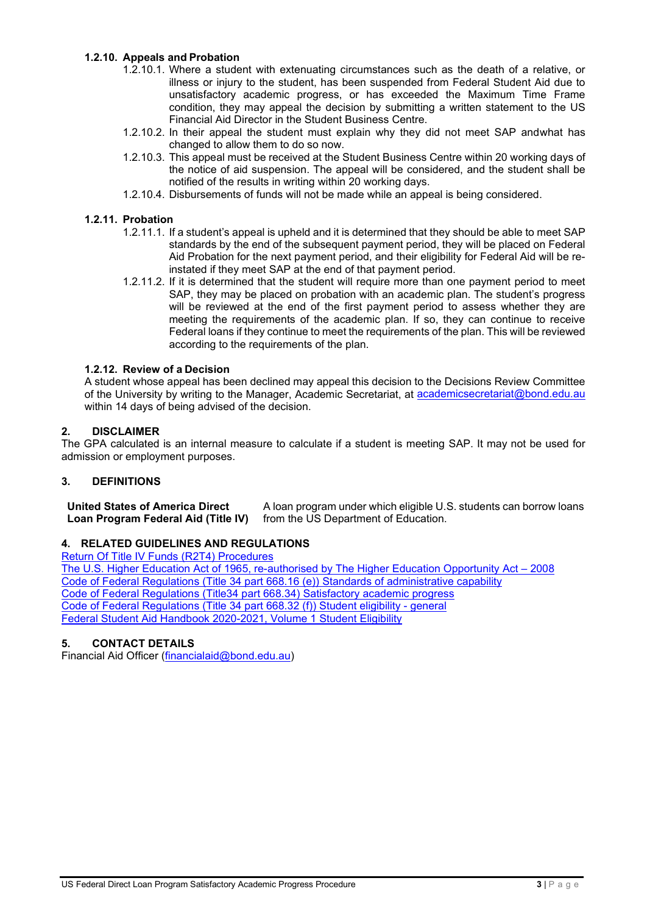### 1.2.10. Appeals and Probation

1.2.10.1. Where a student with extenuating circumstances such as the death of a relative, or illness or injury to the student, has been suspended from Federal Student Aid due to unsatisfactory academic progress, or has exceeded the Maximum Time Frame condition, they may appeal the decision by submitting a written statement to the US Financial Aid Director in the Student Business Centre.

1.2.10.2. In their appeal the student must explain why they did not meet SAP andwhat has changed to allow them to do so now.

1.2.10.3. This appeal must be received at the Student Business Centre within 20 working days of the notice of aid suspension. The appeal will be considered, and the student shall be notified of the results in writing within 20 working days.

1.2.10.4. Disbursements of funds will not be made while an appeal is being considered.

### 1.2.11. Probation

1.2.11.1. If a student's appeal is upheld and it is determined that they should be able to meet SAP standards by the end of the subsequent payment period, they will be placed on Federal Aid Probation for the next payment period, and their eligibility for Federal Aid will be re-instated if they meet SAP at the end of that payment period.

1.2.11.2. If it is determined that the student will require more than one payment period to meet SAP, they may be placed on probation with an academic plan. The student's progress will be reviewed at the end of the first payment period to assess whether they are meeting the requirements of the academic plan. If so, they can continue to receive Federal loans if they continue to meet the requirements of the plan. This will be reviewed according to the requirements of the plan.

### 1.2.12. Review of a Decision

A student whose appeal has been declined may appeal this decision to the Decisions Review Committee of the University by writing to the Manager, Academic Secretariat, at academicsecretariat@bond.edu.au within 14 days of being advised of the decision.

## 2. DISCLAIMER

The GPA calculated is an internal measure to calculate if a student is meeting SAP. It may not be used for admission or employment purposes.

## 3. DEFINITIONS

| | |
|---|---|
| **United States of America Direct Loan Program Federal Aid (Title IV)** | A loan program under which eligible U.S. students can borrow loans from the US Department of Education. |

## 4. RELATED GUIDELINES AND REGULATIONS

Return Of Title IV Funds (R2T4) Procedures
The U.S. Higher Education Act of 1965, re-authorised by The Higher Education Opportunity Act – 2008
Code of Federal Regulations (Title 34 part 668.16 (e)) Standards of administrative capability
Code of Federal Regulations (Title34 part 668.34) Satisfactory academic progress
Code of Federal Regulations (Title 34 part 668.32 (f)) Student eligibility - general
Federal Student Aid Handbook 2020-2021, Volume 1 Student Eligibility

## 5. CONTACT DETAILS

Financial Aid Officer (financialaid@bond.edu.au)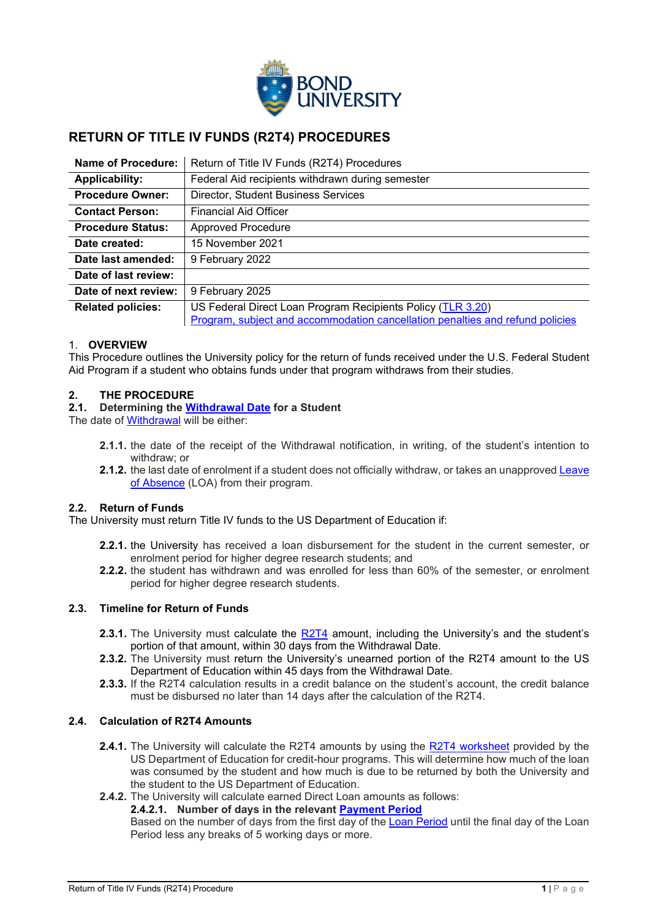# RETURN OF TITLE IV FUNDS (R2T4) PROCEDURES

| Name of Procedure: | Return of Title IV Funds (R2T4) Procedures |
|---|---|
| Applicability: | Federal Aid recipients withdrawn during semester |
| Procedure Owner: | Director, Student Business Services |
| Contact Person: | Financial Aid Officer |
| Procedure Status: | Approved Procedure |
| Date created: | 15 November 2021 |
| Date last amended: | 9 February 2022 |
| Date of last review: | |
| Date of next review: | 9 February 2025 |
| Related policies: | US Federal Direct Loan Program Recipients Policy (TLR 3.20)<br>Program, subject and accommodation cancellation penalties and refund policies |

## 1. OVERVIEW

This Procedure outlines the University policy for the return of funds received under the U.S. Federal Student Aid Program if a student who obtains funds under that program withdraws from their studies.

## 2. THE PROCEDURE

### 2.1. Determining the Withdrawal Date for a Student

The date of Withdrawal will be either:

- **2.1.1.** the date of the receipt of the Withdrawal notification, in writing, of the student's intention to withdraw; or
- **2.1.2.** the last date of enrolment if a student does not officially withdraw, or takes an unapproved Leave of Absence (LOA) from their program.

### 2.2. Return of Funds

The University must return Title IV funds to the US Department of Education if:

- **2.2.1.** the University has received a loan disbursement for the student in the current semester, or enrolment period for higher degree research students; and
- **2.2.2.** the student has withdrawn and was enrolled for less than 60% of the semester, or enrolment period for higher degree research students.

### 2.3. Timeline for Return of Funds

- **2.3.1.** The University must calculate the R2T4 amount, including the University's and the student's portion of that amount, within 30 days from the Withdrawal Date.
- **2.3.2.** The University must return the University's unearned portion of the R2T4 amount to the US Department of Education within 45 days from the Withdrawal Date.
- **2.3.3.** If the R2T4 calculation results in a credit balance on the student's account, the credit balance must be disbursed no later than 14 days after the calculation of the R2T4.

### 2.4. Calculation of R2T4 Amounts

- **2.4.1.** The University will calculate the R2T4 amounts by using the R2T4 worksheet provided by the US Department of Education for credit-hour programs. This will determine how much of the loan was consumed by the student and how much is due to be returned by both the University and the student to the US Department of Education.
- **2.4.2.** The University will calculate earned Direct Loan amounts as follows:

  **2.4.2.1. Number of days in the relevant Payment Period**

  Based on the number of days from the first day of the Loan Period until the final day of the Loan Period less any breaks of 5 working days or more.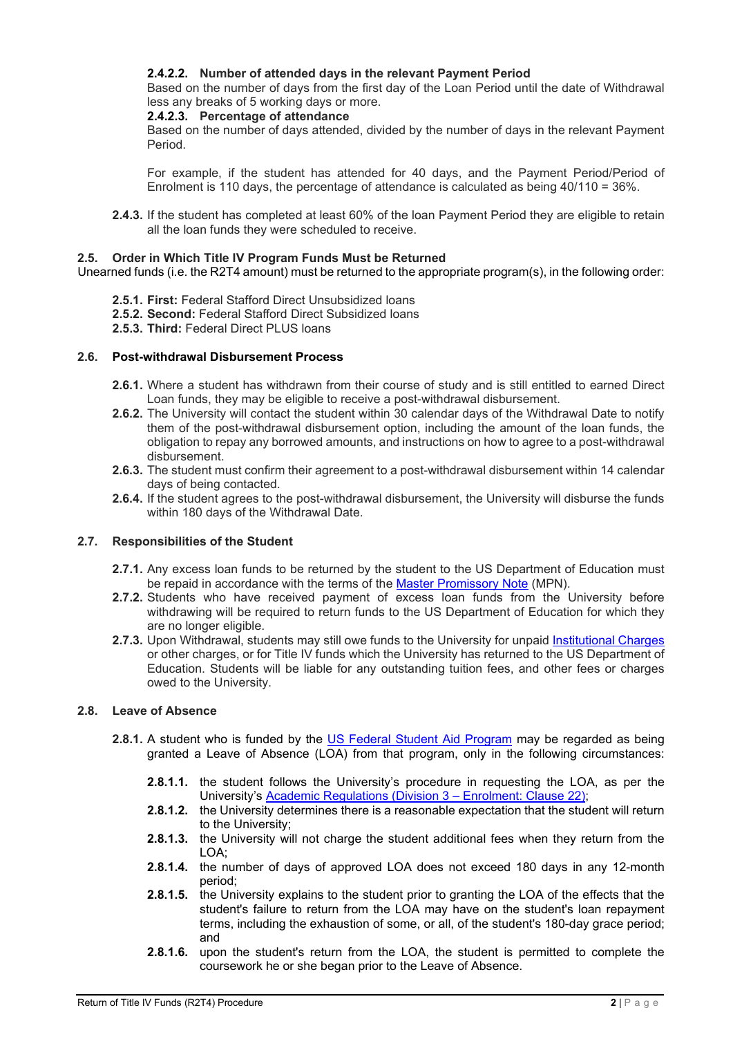**2.4.2.2. Number of attended days in the relevant Payment Period**
Based on the number of days from the first day of the Loan Period until the date of Withdrawal less any breaks of 5 working days or more.

**2.4.2.3. Percentage of attendance**
Based on the number of days attended, divided by the number of days in the relevant Payment Period.

For example, if the student has attended for 40 days, and the Payment Period/Period of Enrolment is 110 days, the percentage of attendance is calculated as being 40/110 = 36%.

**2.4.3.** If the student has completed at least 60% of the loan Payment Period they are eligible to retain all the loan funds they were scheduled to receive.

### 2.5. Order in Which Title IV Program Funds Must be Returned

Unearned funds (i.e. the R2T4 amount) must be returned to the appropriate program(s), in the following order:

**2.5.1. First:** Federal Stafford Direct Unsubsidized loans
**2.5.2. Second:** Federal Stafford Direct Subsidized loans
**2.5.3. Third:** Federal Direct PLUS loans

### 2.6. Post-withdrawal Disbursement Process

**2.6.1.** Where a student has withdrawn from their course of study and is still entitled to earned Direct Loan funds, they may be eligible to receive a post-withdrawal disbursement.

**2.6.2.** The University will contact the student within 30 calendar days of the Withdrawal Date to notify them of the post-withdrawal disbursement option, including the amount of the loan funds, the obligation to repay any borrowed amounts, and instructions on how to agree to a post-withdrawal disbursement.

**2.6.3.** The student must confirm their agreement to a post-withdrawal disbursement within 14 calendar days of being contacted.

**2.6.4.** If the student agrees to the post-withdrawal disbursement, the University will disburse the funds within 180 days of the Withdrawal Date.

### 2.7. Responsibilities of the Student

**2.7.1.** Any excess loan funds to be returned by the student to the US Department of Education must be repaid in accordance with the terms of the Master Promissory Note (MPN).

**2.7.2.** Students who have received payment of excess loan funds from the University before withdrawing will be required to return funds to the US Department of Education for which they are no longer eligible.

**2.7.3.** Upon Withdrawal, students may still owe funds to the University for unpaid Institutional Charges or other charges, or for Title IV funds which the University has returned to the US Department of Education. Students will be liable for any outstanding tuition fees, and other fees or charges owed to the University.

### 2.8. Leave of Absence

**2.8.1.** A student who is funded by the US Federal Student Aid Program may be regarded as being granted a Leave of Absence (LOA) from that program, only in the following circumstances:

**2.8.1.1.** the student follows the University's procedure in requesting the LOA, as per the University's Academic Regulations (Division 3 – Enrolment: Clause 22);

**2.8.1.2.** the University determines there is a reasonable expectation that the student will return to the University;

**2.8.1.3.** the University will not charge the student additional fees when they return from the LOA;

**2.8.1.4.** the number of days of approved LOA does not exceed 180 days in any 12-month period;

**2.8.1.5.** the University explains to the student prior to granting the LOA of the effects that the student's failure to return from the LOA may have on the student's loan repayment terms, including the exhaustion of some, or all, of the student's 180-day grace period; and

**2.8.1.6.** upon the student's return from the LOA, the student is permitted to complete the coursework he or she began prior to the Leave of Absence.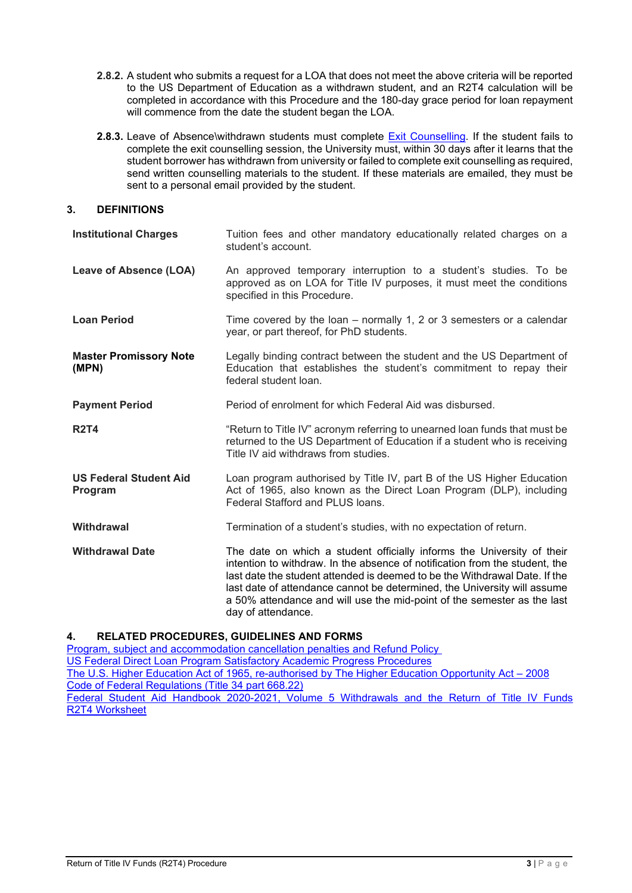**2.8.2.** A student who submits a request for a LOA that does not meet the above criteria will be reported to the US Department of Education as a withdrawn student, and an R2T4 calculation will be completed in accordance with this Procedure and the 180-day grace period for loan repayment will commence from the date the student began the LOA.

**2.8.3.** Leave of Absence\withdrawn students must complete [Exit Counselling](). If the student fails to complete the exit counselling session, the University must, within 30 days after it learns that the student borrower has withdrawn from university or failed to complete exit counselling as required, send written counselling materials to the student. If these materials are emailed, they must be sent to a personal email provided by the student.

## 3. DEFINITIONS

| | |
|---|---|
| **Institutional Charges** | Tuition fees and other mandatory educationally related charges on a student's account. |
| **Leave of Absence (LOA)** | An approved temporary interruption to a student's studies. To be approved as on LOA for Title IV purposes, it must meet the conditions specified in this Procedure. |
| **Loan Period** | Time covered by the loan – normally 1, 2 or 3 semesters or a calendar year, or part thereof, for PhD students. |
| **Master Promissory Note (MPN)** | Legally binding contract between the student and the US Department of Education that establishes the student's commitment to repay their federal student loan. |
| **Payment Period** | Period of enrolment for which Federal Aid was disbursed. |
| **R2T4** | "Return to Title IV" acronym referring to unearned loan funds that must be returned to the US Department of Education if a student who is receiving Title IV aid withdraws from studies. |
| **US Federal Student Aid Program** | Loan program authorised by Title IV, part B of the US Higher Education Act of 1965, also known as the Direct Loan Program (DLP), including Federal Stafford and PLUS loans. |
| **Withdrawal** | Termination of a student's studies, with no expectation of return. |
| **Withdrawal Date** | The date on which a student officially informs the University of their intention to withdraw. In the absence of notification from the student, the last date the student attended is deemed to be the Withdrawal Date. If the last date of attendance cannot be determined, the University will assume a 50% attendance and will use the mid-point of the semester as the last day of attendance. |

## 4. RELATED PROCEDURES, GUIDELINES AND FORMS

[Program, subject and accommodation cancellation penalties and Refund Policy]()
[US Federal Direct Loan Program Satisfactory Academic Progress Procedures]()
[The U.S. Higher Education Act of 1965, re-authorised by The Higher Education Opportunity Act – 2008]()
[Code of Federal Regulations (Title 34 part 668.22)]()
[Federal Student Aid Handbook 2020-2021, Volume 5 Withdrawals and the Return of Title IV Funds]()
[R2T4 Worksheet]()